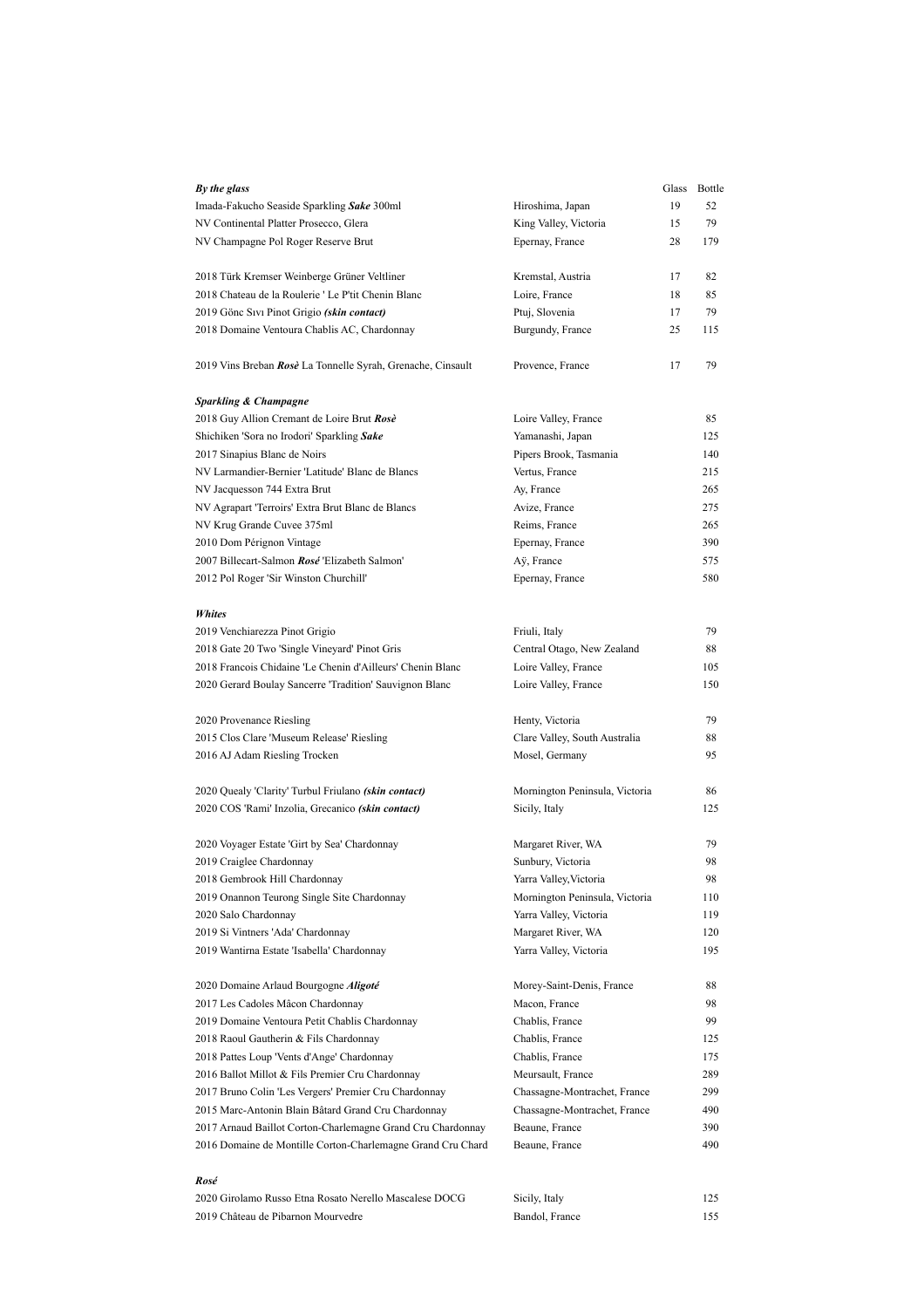| ***By the glass*** | | Glass | Bottle |
|---|---|---|---|
| Imada-Fakucho Seaside Sparkling ***Sake*** 300ml | Hiroshima, Japan | 19 | 52 |
| NV Continental Platter Prosecco, Glera | King Valley, Victoria | 15 | 79 |
| NV Champagne Pol Roger Reserve Brut | Epernay, France | 28 | 179 |
| | | | |
| 2018 Türk Kremser Weinberge Grüner Veltliner | Kremstal, Austria | 17 | 82 |
| 2018 Chateau de la Roulerie ' Le P'tit Chenin Blanc | Loire, France | 18 | 85 |
| 2019 Gönc Sıvı Pinot Grigio ***(skin contact)*** | Ptuj, Slovenia | 17 | 79 |
| 2018 Domaine Ventoura Chablis AC, Chardonnay | Burgundy, France | 25 | 115 |
| | | | |
| 2019 Vins Breban ***Rosè*** La Tonnelle Syrah, Grenache, Cinsault | Provence, France | 17 | 79 |

***Sparkling & Champagne***

| | | |
|---|---|---|
| 2018 Guy Allion Cremant de Loire Brut ***Rosè*** | Loire Valley, France | 85 |
| Shichiken 'Sora no Irodori' Sparkling ***Sake*** | Yamanashi, Japan | 125 |
| 2017 Sinapius Blanc de Noirs | Pipers Brook, Tasmania | 140 |
| NV Larmandier-Bernier 'Latitude' Blanc de Blancs | Vertus, France | 215 |
| NV Jacquesson 744 Extra Brut | Ay, France | 265 |
| NV Agrapart 'Terroirs' Extra Brut Blanc de Blancs | Avize, France | 275 |
| NV Krug Grande Cuvee 375ml | Reims, France | 265 |
| 2010 Dom Pérignon Vintage | Epernay, France | 390 |
| 2007 Billecart-Salmon ***Rosé*** 'Elizabeth Salmon' | Aÿ, France | 575 |
| 2012 Pol Roger 'Sir Winston Churchill' | Epernay, France | 580 |

***Whites***

| | | |
|---|---|---|
| 2019 Venchiarezza Pinot Grigio | Friuli, Italy | 79 |
| 2018 Gate 20 Two 'Single Vineyard' Pinot Gris | Central Otago, New Zealand | 88 |
| 2018 Francois Chidaine 'Le Chenin d'Ailleurs' Chenin Blanc | Loire Valley, France | 105 |
| 2020 Gerard Boulay Sancerre 'Tradition' Sauvignon Blanc | Loire Valley, France | 150 |
| | | |
| 2020 Provenance Riesling | Henty, Victoria | 79 |
| 2015 Clos Clare 'Museum Release' Riesling | Clare Valley, South Australia | 88 |
| 2016 AJ Adam Riesling Trocken | Mosel, Germany | 95 |
| | | |
| 2020 Quealy 'Clarity' Turbul Friulano ***(skin contact)*** | Mornington Peninsula, Victoria | 86 |
| 2020 COS 'Rami' Inzolia, Grecanico ***(skin contact)*** | Sicily, Italy | 125 |
| | | |
| 2020 Voyager Estate 'Girt by Sea' Chardonnay | Margaret River, WA | 79 |
| 2019 Craiglee Chardonnay | Sunbury, Victoria | 98 |
| 2018 Gembrook Hill Chardonnay | Yarra Valley,Victoria | 98 |
| 2019 Onannon Teurong Single Site Chardonnay | Mornington Peninsula, Victoria | 110 |
| 2020 Salo Chardonnay | Yarra Valley, Victoria | 119 |
| 2019 Si Vintners 'Ada' Chardonnay | Margaret River, WA | 120 |
| 2019 Wantirna Estate 'Isabella' Chardonnay | Yarra Valley, Victoria | 195 |
| | | |
| 2020 Domaine Arlaud Bourgogne ***Aligoté*** | Morey-Saint-Denis, France | 88 |
| 2017 Les Cadoles Mâcon Chardonnay | Macon, France | 98 |
| 2019 Domaine Ventoura Petit Chablis Chardonnay | Chablis, France | 99 |
| 2018 Raoul Gautherin & Fils Chardonnay | Chablis, France | 125 |
| 2018 Pattes Loup 'Vents d'Ange' Chardonnay | Chablis, France | 175 |
| 2016 Ballot Millot & Fils Premier Cru Chardonnay | Meursault, France | 289 |
| 2017 Bruno Colin 'Les Vergers' Premier Cru Chardonnay | Chassagne-Montrachet, France | 299 |
| 2015 Marc-Antonin Blain Bâtard Grand Cru Chardonnay | Chassagne-Montrachet, France | 490 |
| 2017 Arnaud Baillot Corton-Charlemagne Grand Cru Chardonnay | Beaune, France | 390 |
| 2016 Domaine de Montille Corton-Charlemagne Grand Cru Chard | Beaune, France | 490 |

***Rosé***

| | | |
|---|---|---|
| 2020 Girolamo Russo Etna Rosato Nerello Mascalese DOCG | Sicily, Italy | 125 |
| 2019 Château de Pibarnon Mourvedre | Bandol, France | 155 |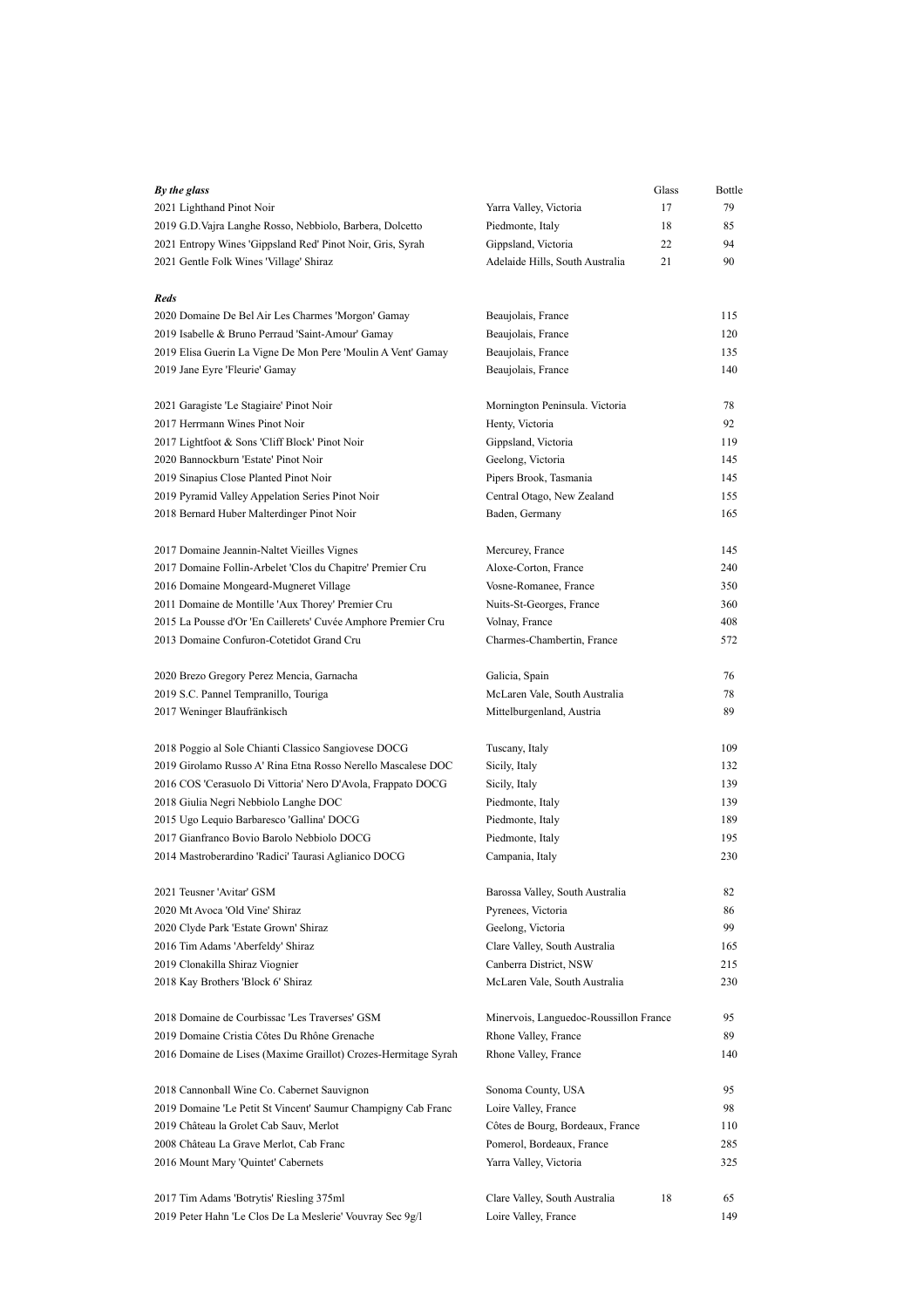| *By the glass* | | Glass | Bottle |
|---|---|---|---|
| 2021 Lighthand Pinot Noir | Yarra Valley, Victoria | 17 | 79 |
| 2019 G.D.Vajra Langhe Rosso, Nebbiolo, Barbera, Dolcetto | Piedmonte, Italy | 18 | 85 |
| 2021 Entropy Wines 'Gippsland Red' Pinot Noir, Gris, Syrah | Gippsland, Victoria | 22 | 94 |
| 2021 Gentle Folk Wines 'Village' Shiraz | Adelaide Hills, South Australia | 21 | 90 |
| | | | |
| ***Reds*** | | | |
| 2020 Domaine De Bel Air Les Charmes 'Morgon' Gamay | Beaujolais, France | | 115 |
| 2019 Isabelle & Bruno Perraud 'Saint-Amour' Gamay | Beaujolais, France | | 120 |
| 2019 Elisa Guerin La Vigne De Mon Pere 'Moulin A Vent' Gamay | Beaujolais, France | | 135 |
| 2019 Jane Eyre 'Fleurie' Gamay | Beaujolais, France | | 140 |
| | | | |
| 2021 Garagiste 'Le Stagiaire' Pinot Noir | Mornington Peninsula. Victoria | | 78 |
| 2017 Herrmann Wines Pinot Noir | Henty, Victoria | | 92 |
| 2017 Lightfoot & Sons 'Cliff Block' Pinot Noir | Gippsland, Victoria | | 119 |
| 2020 Bannockburn 'Estate' Pinot Noir | Geelong, Victoria | | 145 |
| 2019 Sinapius Close Planted Pinot Noir | Pipers Brook, Tasmania | | 145 |
| 2019 Pyramid Valley Appelation Series Pinot Noir | Central Otago, New Zealand | | 155 |
| 2018 Bernard Huber Malterdinger Pinot Noir | Baden, Germany | | 165 |
| | | | |
| 2017 Domaine Jeannin-Naltet Vieilles Vignes | Mercurey, France | | 145 |
| 2017 Domaine Follin-Arbelet 'Clos du Chapitre' Premier Cru | Aloxe-Corton, France | | 240 |
| 2016 Domaine Mongeard-Mugneret Village | Vosne-Romanee, France | | 350 |
| 2011 Domaine de Montille 'Aux Thorey' Premier Cru | Nuits-St-Georges, France | | 360 |
| 2015 La Pousse d'Or 'En Caillerets' Cuvée Amphore Premier Cru | Volnay, France | | 408 |
| 2013 Domaine Confuron-Cotetidot Grand Cru | Charmes-Chambertin, France | | 572 |
| | | | |
| 2020 Brezo Gregory Perez Mencia, Garnacha | Galicia, Spain | | 76 |
| 2019 S.C. Pannel Tempranillo, Touriga | McLaren Vale, South Australia | | 78 |
| 2017 Weninger Blaufränkisch | Mittelburgenland, Austria | | 89 |
| | | | |
| 2018 Poggio al Sole Chianti Classico Sangiovese DOCG | Tuscany, Italy | | 109 |
| 2019 Girolamo Russo A' Rina Etna Rosso Nerello Mascalese DOC | Sicily, Italy | | 132 |
| 2016 COS 'Cerasuolo Di Vittoria' Nero D'Avola, Frappato DOCG | Sicily, Italy | | 139 |
| 2018 Giulia Negri Nebbiolo Langhe DOC | Piedmonte, Italy | | 139 |
| 2015 Ugo Lequio Barbaresco 'Gallina' DOCG | Piedmonte, Italy | | 189 |
| 2017 Gianfranco Bovio Barolo Nebbiolo DOCG | Piedmonte, Italy | | 195 |
| 2014 Mastroberardino 'Radici' Taurasi Aglianico DOCG | Campania, Italy | | 230 |
| | | | |
| 2021 Teusner 'Avitar' GSM | Barossa Valley, South Australia | | 82 |
| 2020 Mt Avoca 'Old Vine' Shiraz | Pyrenees, Victoria | | 86 |
| 2020 Clyde Park 'Estate Grown' Shiraz | Geelong, Victoria | | 99 |
| 2016 Tim Adams 'Aberfeldy' Shiraz | Clare Valley, South Australia | | 165 |
| 2019 Clonakilla Shiraz Viognier | Canberra District, NSW | | 215 |
| 2018 Kay Brothers 'Block 6' Shiraz | McLaren Vale, South Australia | | 230 |
| | | | |
| 2018 Domaine de Courbissac 'Les Traverses' GSM | Minervois, Languedoc-Roussillon France | | 95 |
| 2019 Domaine Cristia Côtes Du Rhône Grenache | Rhone Valley, France | | 89 |
| 2016 Domaine de Lises (Maxime Graillot) Crozes-Hermitage Syrah | Rhone Valley, France | | 140 |
| | | | |
| 2018 Cannonball Wine Co. Cabernet Sauvignon | Sonoma County, USA | | 95 |
| 2019 Domaine 'Le Petit St Vincent' Saumur Champigny Cab Franc | Loire Valley, France | | 98 |
| 2019 Château la Grolet Cab Sauv, Merlot | Côtes de Bourg, Bordeaux, France | | 110 |
| 2008 Château La Grave Merlot, Cab Franc | Pomerol, Bordeaux, France | | 285 |
| 2016 Mount Mary 'Quintet' Cabernets | Yarra Valley, Victoria | | 325 |
| | | | |
| 2017 Tim Adams 'Botrytis' Riesling 375ml | Clare Valley, South Australia | 18 | 65 |
| 2019 Peter Hahn 'Le Clos De La Meslerie' Vouvray Sec 9g/l | Loire Valley, France | | 149 |